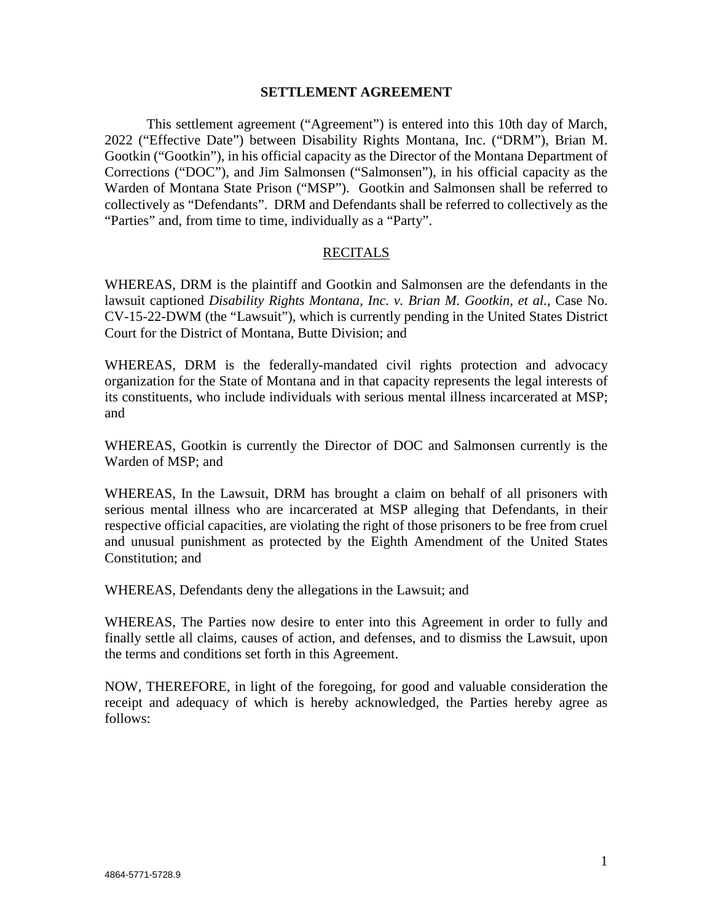# SETTLEMENT AGREEMENT

This settlement agreement ("Agreement") is entered into this 10th day of March, 2022 ("Effective Date") between Disability Rights Montana, Inc. ("DRM"), Brian M. Gootkin ("Gootkin"), in his official capacity as the Director of the Montana Department of Corrections ("DOC"), and Jim Salmonsen ("Salmonsen"), in his official capacity as the Warden of Montana State Prison ("MSP"). Gootkin and Salmonsen shall be referred to collectively as "Defendants". DRM and Defendants shall be referred to collectively as the "Parties" and, from time to time, individually as a "Party".

## RECITALS

WHEREAS, DRM is the plaintiff and Gootkin and Salmonsen are the defendants in the lawsuit captioned *Disability Rights Montana, Inc. v. Brian M. Gootkin, et al.*, Case No. CV-15-22-DWM (the "Lawsuit"), which is currently pending in the United States District Court for the District of Montana, Butte Division; and

WHEREAS, DRM is the federally-mandated civil rights protection and advocacy organization for the State of Montana and in that capacity represents the legal interests of its constituents, who include individuals with serious mental illness incarcerated at MSP; and

WHEREAS, Gootkin is currently the Director of DOC and Salmonsen currently is the Warden of MSP; and

WHEREAS, In the Lawsuit, DRM has brought a claim on behalf of all prisoners with serious mental illness who are incarcerated at MSP alleging that Defendants, in their respective official capacities, are violating the right of those prisoners to be free from cruel and unusual punishment as protected by the Eighth Amendment of the United States Constitution; and

WHEREAS, Defendants deny the allegations in the Lawsuit; and

WHEREAS, The Parties now desire to enter into this Agreement in order to fully and finally settle all claims, causes of action, and defenses, and to dismiss the Lawsuit, upon the terms and conditions set forth in this Agreement.

NOW, THEREFORE, in light of the foregoing, for good and valuable consideration the receipt and adequacy of which is hereby acknowledged, the Parties hereby agree as follows:

4864-5771-5728.9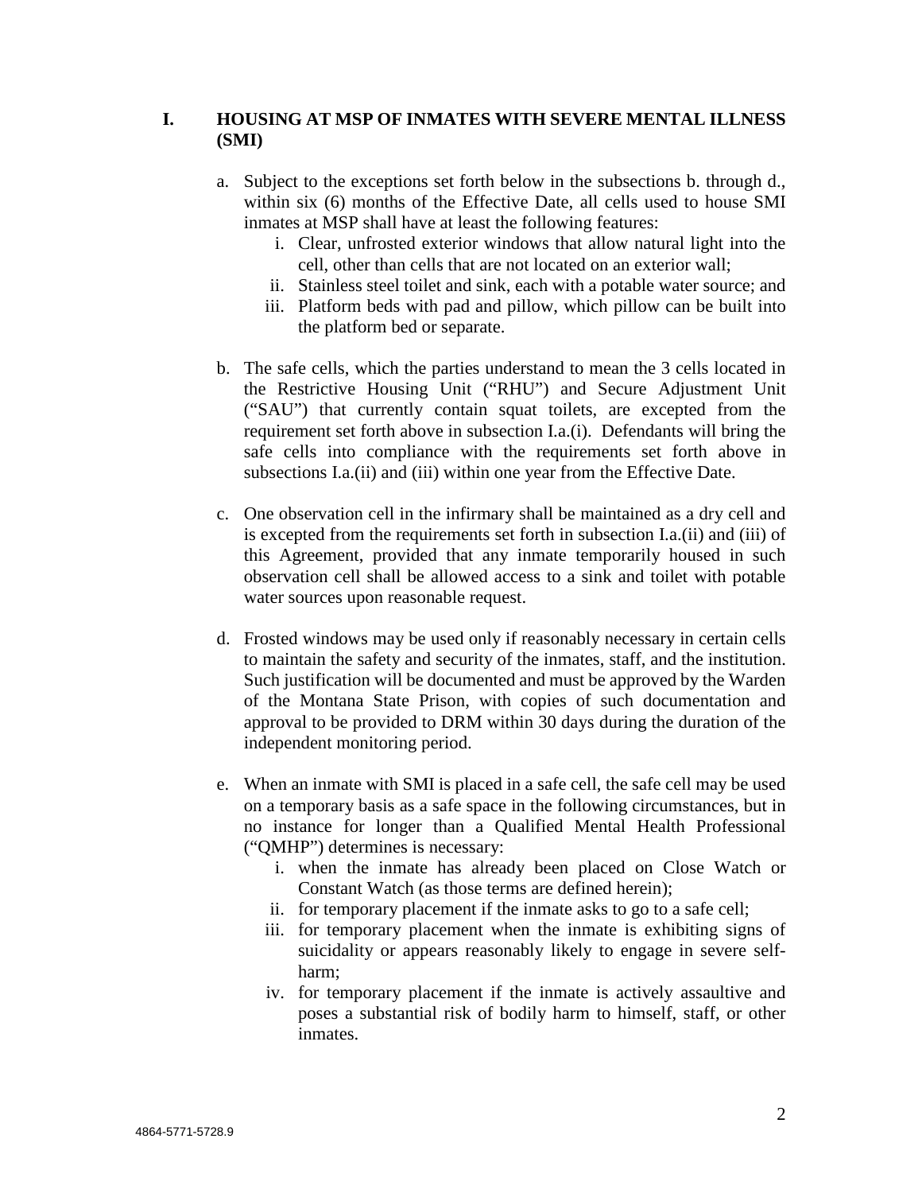## I. HOUSING AT MSP OF INMATES WITH SEVERE MENTAL ILLNESS (SMI)

a. Subject to the exceptions set forth below in the subsections b. through d., within six (6) months of the Effective Date, all cells used to house SMI inmates at MSP shall have at least the following features:

   i. Clear, unfrosted exterior windows that allow natural light into the cell, other than cells that are not located on an exterior wall;

   ii. Stainless steel toilet and sink, each with a potable water source; and

   iii. Platform beds with pad and pillow, which pillow can be built into the platform bed or separate.

b. The safe cells, which the parties understand to mean the 3 cells located in the Restrictive Housing Unit ("RHU") and Secure Adjustment Unit ("SAU") that currently contain squat toilets, are excepted from the requirement set forth above in subsection I.a.(i). Defendants will bring the safe cells into compliance with the requirements set forth above in subsections I.a.(ii) and (iii) within one year from the Effective Date.

c. One observation cell in the infirmary shall be maintained as a dry cell and is excepted from the requirements set forth in subsection I.a.(ii) and (iii) of this Agreement, provided that any inmate temporarily housed in such observation cell shall be allowed access to a sink and toilet with potable water sources upon reasonable request.

d. Frosted windows may be used only if reasonably necessary in certain cells to maintain the safety and security of the inmates, staff, and the institution. Such justification will be documented and must be approved by the Warden of the Montana State Prison, with copies of such documentation and approval to be provided to DRM within 30 days during the duration of the independent monitoring period.

e. When an inmate with SMI is placed in a safe cell, the safe cell may be used on a temporary basis as a safe space in the following circumstances, but in no instance for longer than a Qualified Mental Health Professional ("QMHP") determines is necessary:

   i. when the inmate has already been placed on Close Watch or Constant Watch (as those terms are defined herein);

   ii. for temporary placement if the inmate asks to go to a safe cell;

   iii. for temporary placement when the inmate is exhibiting signs of suicidality or appears reasonably likely to engage in severe self-harm;

   iv. for temporary placement if the inmate is actively assaultive and poses a substantial risk of bodily harm to himself, staff, or other inmates.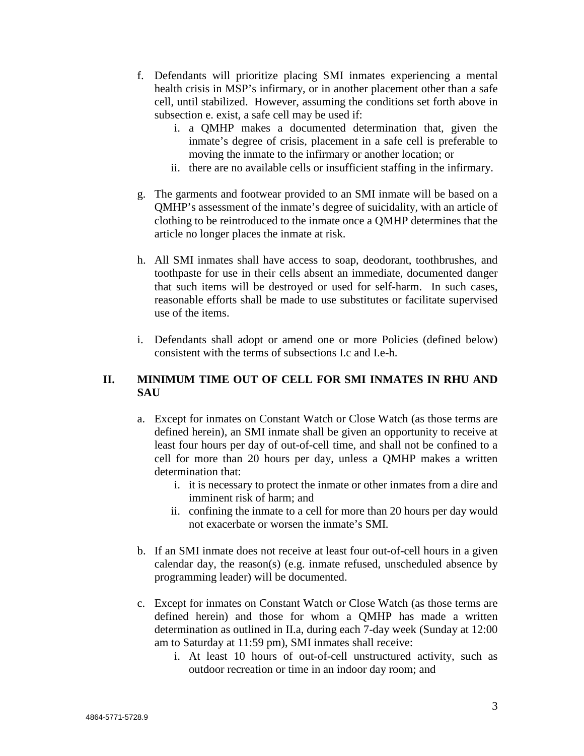f. Defendants will prioritize placing SMI inmates experiencing a mental health crisis in MSP's infirmary, or in another placement other than a safe cell, until stabilized. However, assuming the conditions set forth above in subsection e. exist, a safe cell may be used if:
   i. a QMHP makes a documented determination that, given the inmate's degree of crisis, placement in a safe cell is preferable to moving the inmate to the infirmary or another location; or
   ii. there are no available cells or insufficient staffing in the infirmary.

g. The garments and footwear provided to an SMI inmate will be based on a QMHP's assessment of the inmate's degree of suicidality, with an article of clothing to be reintroduced to the inmate once a QMHP determines that the article no longer places the inmate at risk.

h. All SMI inmates shall have access to soap, deodorant, toothbrushes, and toothpaste for use in their cells absent an immediate, documented danger that such items will be destroyed or used for self-harm. In such cases, reasonable efforts shall be made to use substitutes or facilitate supervised use of the items.

i. Defendants shall adopt or amend one or more Policies (defined below) consistent with the terms of subsections I.c and I.e-h.

## II. MINIMUM TIME OUT OF CELL FOR SMI INMATES IN RHU AND SAU

a. Except for inmates on Constant Watch or Close Watch (as those terms are defined herein), an SMI inmate shall be given an opportunity to receive at least four hours per day of out-of-cell time, and shall not be confined to a cell for more than 20 hours per day, unless a QMHP makes a written determination that:
   i. it is necessary to protect the inmate or other inmates from a dire and imminent risk of harm; and
   ii. confining the inmate to a cell for more than 20 hours per day would not exacerbate or worsen the inmate's SMI.

b. If an SMI inmate does not receive at least four out-of-cell hours in a given calendar day, the reason(s) (e.g. inmate refused, unscheduled absence by programming leader) will be documented.

c. Except for inmates on Constant Watch or Close Watch (as those terms are defined herein) and those for whom a QMHP has made a written determination as outlined in II.a, during each 7-day week (Sunday at 12:00 am to Saturday at 11:59 pm), SMI inmates shall receive:
   i. At least 10 hours of out-of-cell unstructured activity, such as outdoor recreation or time in an indoor day room; and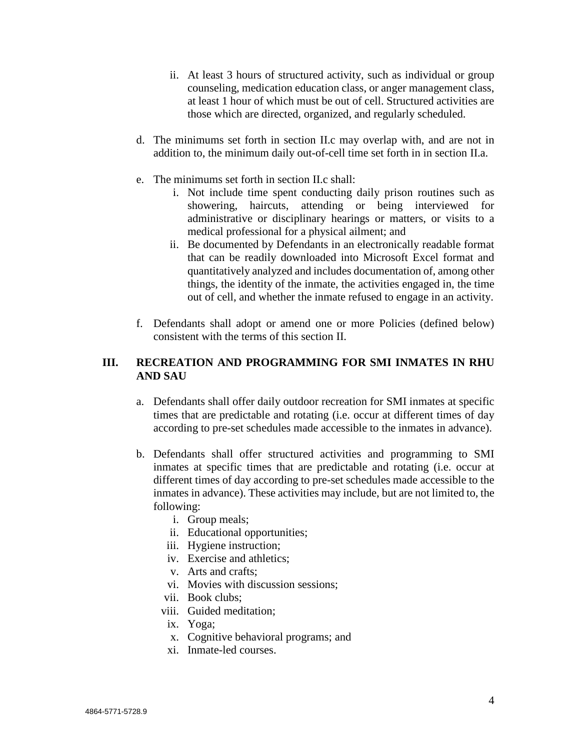ii. At least 3 hours of structured activity, such as individual or group counseling, medication education class, or anger management class, at least 1 hour of which must be out of cell. Structured activities are those which are directed, organized, and regularly scheduled.

d. The minimums set forth in section II.c may overlap with, and are not in addition to, the minimum daily out-of-cell time set forth in in section II.a.

e. The minimums set forth in section II.c shall:

   i. Not include time spent conducting daily prison routines such as showering, haircuts, attending or being interviewed for administrative or disciplinary hearings or matters, or visits to a medical professional for a physical ailment; and

   ii. Be documented by Defendants in an electronically readable format that can be readily downloaded into Microsoft Excel format and quantitatively analyzed and includes documentation of, among other things, the identity of the inmate, the activities engaged in, the time out of cell, and whether the inmate refused to engage in an activity.

f. Defendants shall adopt or amend one or more Policies (defined below) consistent with the terms of this section II.

## III. RECREATION AND PROGRAMMING FOR SMI INMATES IN RHU AND SAU

a. Defendants shall offer daily outdoor recreation for SMI inmates at specific times that are predictable and rotating (i.e. occur at different times of day according to pre-set schedules made accessible to the inmates in advance).

b. Defendants shall offer structured activities and programming to SMI inmates at specific times that are predictable and rotating (i.e. occur at different times of day according to pre-set schedules made accessible to the inmates in advance). These activities may include, but are not limited to, the following:

   i. Group meals;
   ii. Educational opportunities;
   iii. Hygiene instruction;
   iv. Exercise and athletics;
   v. Arts and crafts;
   vi. Movies with discussion sessions;
   vii. Book clubs;
   viii. Guided meditation;
   ix. Yoga;
   x. Cognitive behavioral programs; and
   xi. Inmate-led courses.

4864-5771-5728.9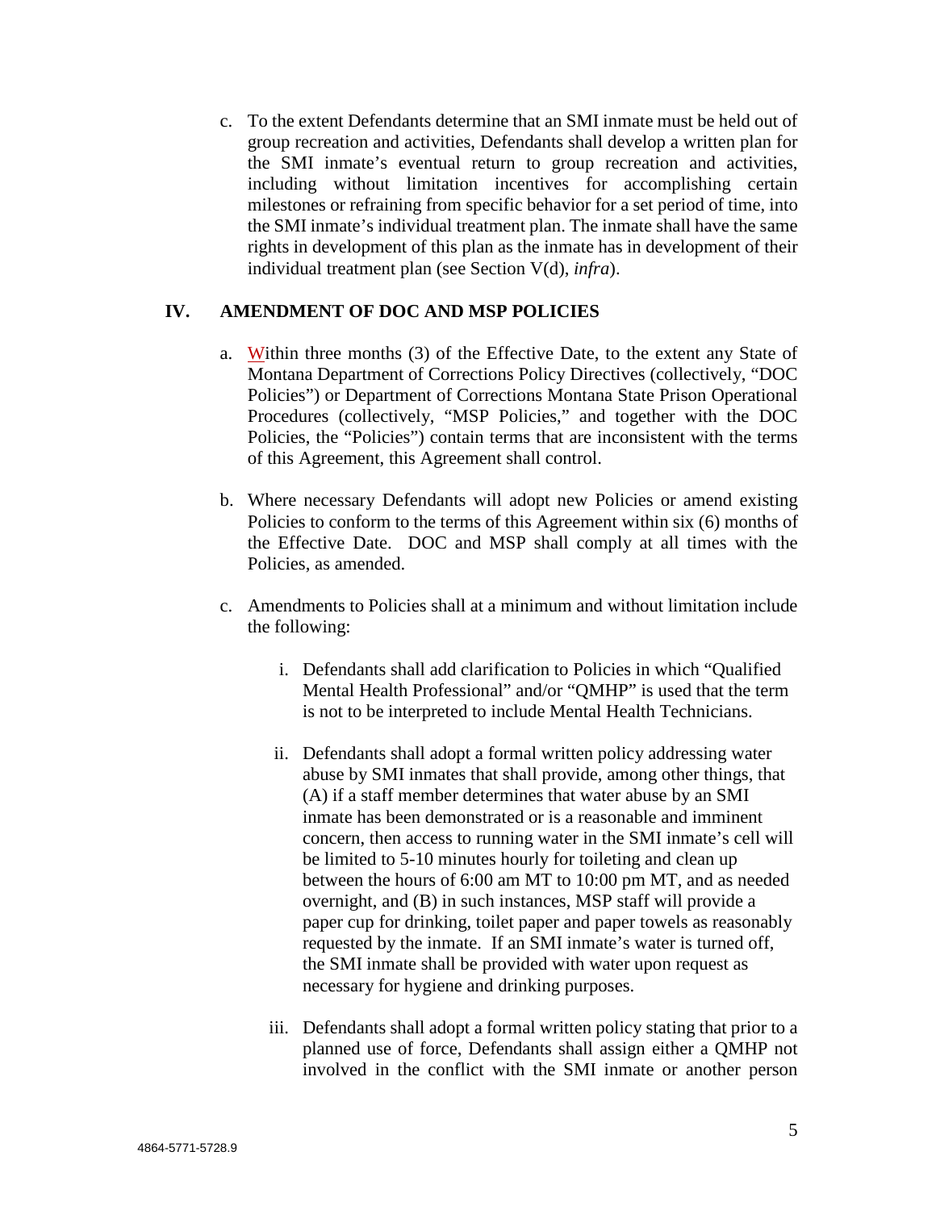c. To the extent Defendants determine that an SMI inmate must be held out of group recreation and activities, Defendants shall develop a written plan for the SMI inmate's eventual return to group recreation and activities, including without limitation incentives for accomplishing certain milestones or refraining from specific behavior for a set period of time, into the SMI inmate's individual treatment plan. The inmate shall have the same rights in development of this plan as the inmate has in development of their individual treatment plan (see Section V(d), *infra*).

## IV. AMENDMENT OF DOC AND MSP POLICIES

a. Within three months (3) of the Effective Date, to the extent any State of Montana Department of Corrections Policy Directives (collectively, "DOC Policies") or Department of Corrections Montana State Prison Operational Procedures (collectively, "MSP Policies," and together with the DOC Policies, the "Policies") contain terms that are inconsistent with the terms of this Agreement, this Agreement shall control.

b. Where necessary Defendants will adopt new Policies or amend existing Policies to conform to the terms of this Agreement within six (6) months of the Effective Date. DOC and MSP shall comply at all times with the Policies, as amended.

c. Amendments to Policies shall at a minimum and without limitation include the following:

   i. Defendants shall add clarification to Policies in which "Qualified Mental Health Professional" and/or "QMHP" is used that the term is not to be interpreted to include Mental Health Technicians.

   ii. Defendants shall adopt a formal written policy addressing water abuse by SMI inmates that shall provide, among other things, that (A) if a staff member determines that water abuse by an SMI inmate has been demonstrated or is a reasonable and imminent concern, then access to running water in the SMI inmate's cell will be limited to 5-10 minutes hourly for toileting and clean up between the hours of 6:00 am MT to 10:00 pm MT, and as needed overnight, and (B) in such instances, MSP staff will provide a paper cup for drinking, toilet paper and paper towels as reasonably requested by the inmate. If an SMI inmate's water is turned off, the SMI inmate shall be provided with water upon request as necessary for hygiene and drinking purposes.

   iii. Defendants shall adopt a formal written policy stating that prior to a planned use of force, Defendants shall assign either a QMHP not involved in the conflict with the SMI inmate or another person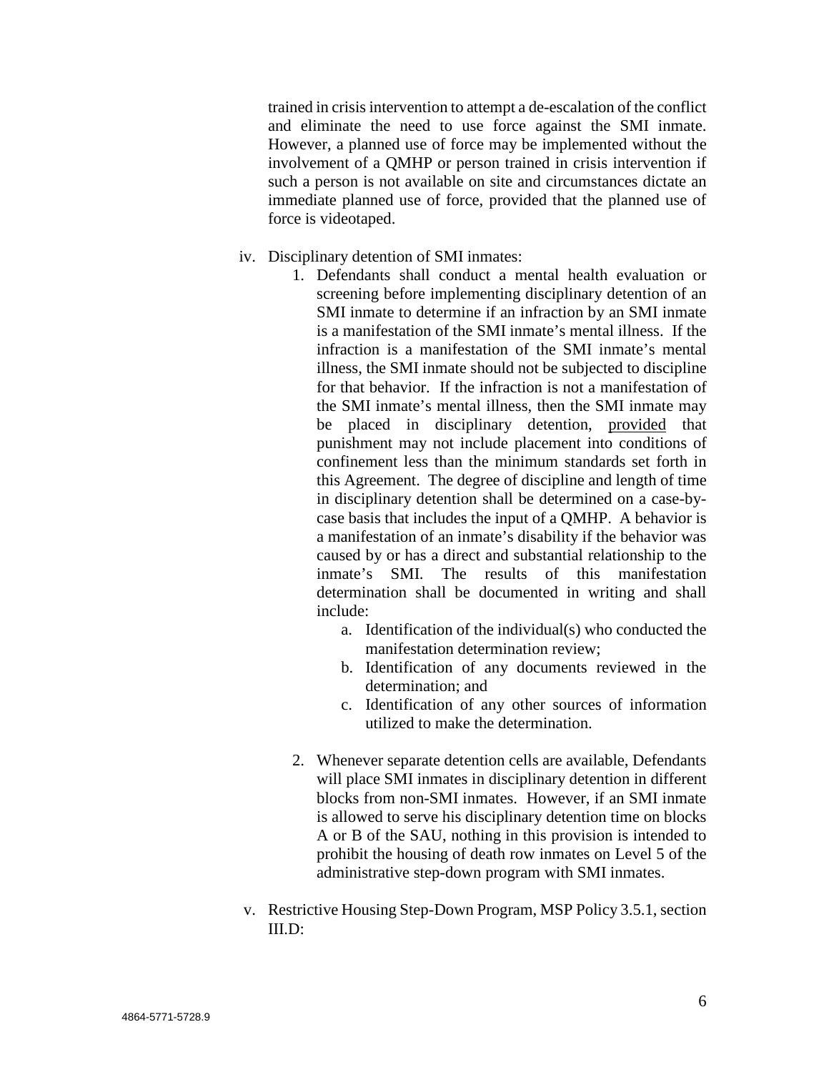trained in crisis intervention to attempt a de-escalation of the conflict and eliminate the need to use force against the SMI inmate. However, a planned use of force may be implemented without the involvement of a QMHP or person trained in crisis intervention if such a person is not available on site and circumstances dictate an immediate planned use of force, provided that the planned use of force is videotaped.

iv. Disciplinary detention of SMI inmates:

1. Defendants shall conduct a mental health evaluation or screening before implementing disciplinary detention of an SMI inmate to determine if an infraction by an SMI inmate is a manifestation of the SMI inmate's mental illness. If the infraction is a manifestation of the SMI inmate's mental illness, the SMI inmate should not be subjected to discipline for that behavior. If the infraction is not a manifestation of the SMI inmate's mental illness, then the SMI inmate may be placed in disciplinary detention, <u>provided</u> that punishment may not include placement into conditions of confinement less than the minimum standards set forth in this Agreement. The degree of discipline and length of time in disciplinary detention shall be determined on a case-by-case basis that includes the input of a QMHP. A behavior is a manifestation of an inmate's disability if the behavior was caused by or has a direct and substantial relationship to the inmate's SMI. The results of this manifestation determination shall be documented in writing and shall include:
    a. Identification of the individual(s) who conducted the manifestation determination review;
    b. Identification of any documents reviewed in the determination; and
    c. Identification of any other sources of information utilized to make the determination.

2. Whenever separate detention cells are available, Defendants will place SMI inmates in disciplinary detention in different blocks from non-SMI inmates. However, if an SMI inmate is allowed to serve his disciplinary detention time on blocks A or B of the SAU, nothing in this provision is intended to prohibit the housing of death row inmates on Level 5 of the administrative step-down program with SMI inmates.

v. Restrictive Housing Step-Down Program, MSP Policy 3.5.1, section III.D: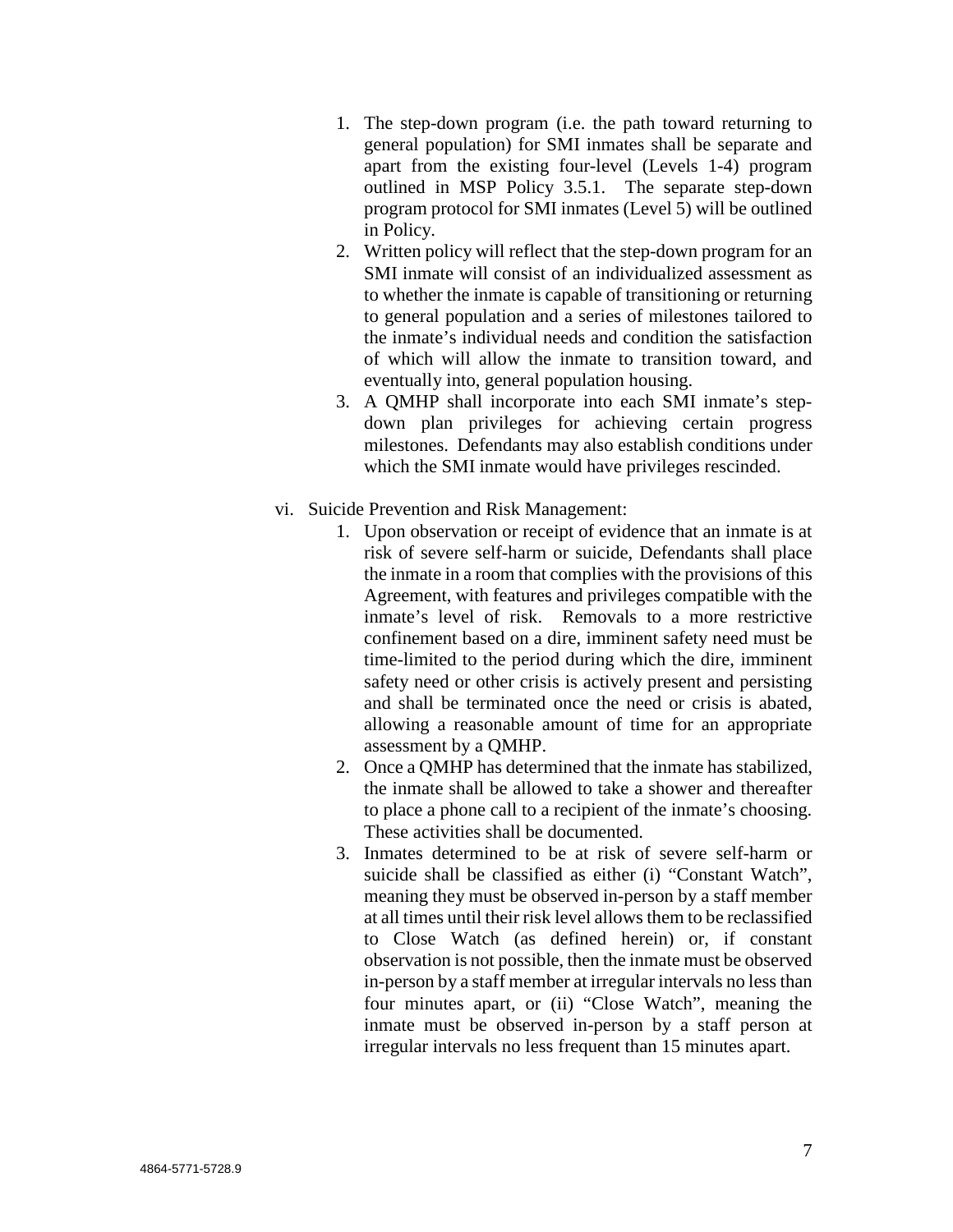1. The step-down program (i.e. the path toward returning to general population) for SMI inmates shall be separate and apart from the existing four-level (Levels 1-4) program outlined in MSP Policy 3.5.1. The separate step-down program protocol for SMI inmates (Level 5) will be outlined in Policy.
2. Written policy will reflect that the step-down program for an SMI inmate will consist of an individualized assessment as to whether the inmate is capable of transitioning or returning to general population and a series of milestones tailored to the inmate's individual needs and condition the satisfaction of which will allow the inmate to transition toward, and eventually into, general population housing.
3. A QMHP shall incorporate into each SMI inmate's step-down plan privileges for achieving certain progress milestones. Defendants may also establish conditions under which the SMI inmate would have privileges rescinded.

vi. Suicide Prevention and Risk Management:

1. Upon observation or receipt of evidence that an inmate is at risk of severe self-harm or suicide, Defendants shall place the inmate in a room that complies with the provisions of this Agreement, with features and privileges compatible with the inmate's level of risk. Removals to a more restrictive confinement based on a dire, imminent safety need must be time-limited to the period during which the dire, imminent safety need or other crisis is actively present and persisting and shall be terminated once the need or crisis is abated, allowing a reasonable amount of time for an appropriate assessment by a QMHP.
2. Once a QMHP has determined that the inmate has stabilized, the inmate shall be allowed to take a shower and thereafter to place a phone call to a recipient of the inmate's choosing. These activities shall be documented.
3. Inmates determined to be at risk of severe self-harm or suicide shall be classified as either (i) "Constant Watch", meaning they must be observed in-person by a staff member at all times until their risk level allows them to be reclassified to Close Watch (as defined herein) or, if constant observation is not possible, then the inmate must be observed in-person by a staff member at irregular intervals no less than four minutes apart, or (ii) "Close Watch", meaning the inmate must be observed in-person by a staff person at irregular intervals no less frequent than 15 minutes apart.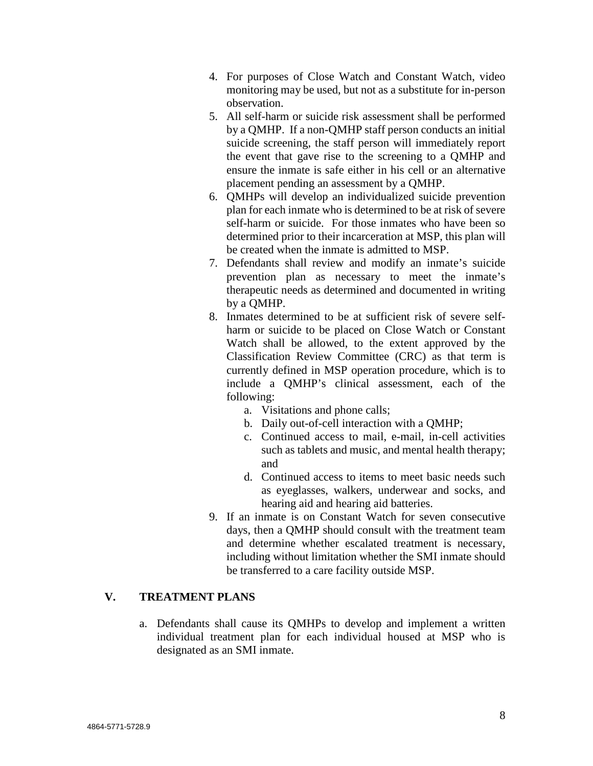4. For purposes of Close Watch and Constant Watch, video monitoring may be used, but not as a substitute for in-person observation.
5. All self-harm or suicide risk assessment shall be performed by a QMHP. If a non-QMHP staff person conducts an initial suicide screening, the staff person will immediately report the event that gave rise to the screening to a QMHP and ensure the inmate is safe either in his cell or an alternative placement pending an assessment by a QMHP.
6. QMHPs will develop an individualized suicide prevention plan for each inmate who is determined to be at risk of severe self-harm or suicide. For those inmates who have been so determined prior to their incarceration at MSP, this plan will be created when the inmate is admitted to MSP.
7. Defendants shall review and modify an inmate's suicide prevention plan as necessary to meet the inmate's therapeutic needs as determined and documented in writing by a QMHP.
8. Inmates determined to be at sufficient risk of severe self-harm or suicide to be placed on Close Watch or Constant Watch shall be allowed, to the extent approved by the Classification Review Committee (CRC) as that term is currently defined in MSP operation procedure, which is to include a QMHP's clinical assessment, each of the following:
   a. Visitations and phone calls;
   b. Daily out-of-cell interaction with a QMHP;
   c. Continued access to mail, e-mail, in-cell activities such as tablets and music, and mental health therapy; and
   d. Continued access to items to meet basic needs such as eyeglasses, walkers, underwear and socks, and hearing aid and hearing aid batteries.
9. If an inmate is on Constant Watch for seven consecutive days, then a QMHP should consult with the treatment team and determine whether escalated treatment is necessary, including without limitation whether the SMI inmate should be transferred to a care facility outside MSP.

## V. TREATMENT PLANS

a. Defendants shall cause its QMHPs to develop and implement a written individual treatment plan for each individual housed at MSP who is designated as an SMI inmate.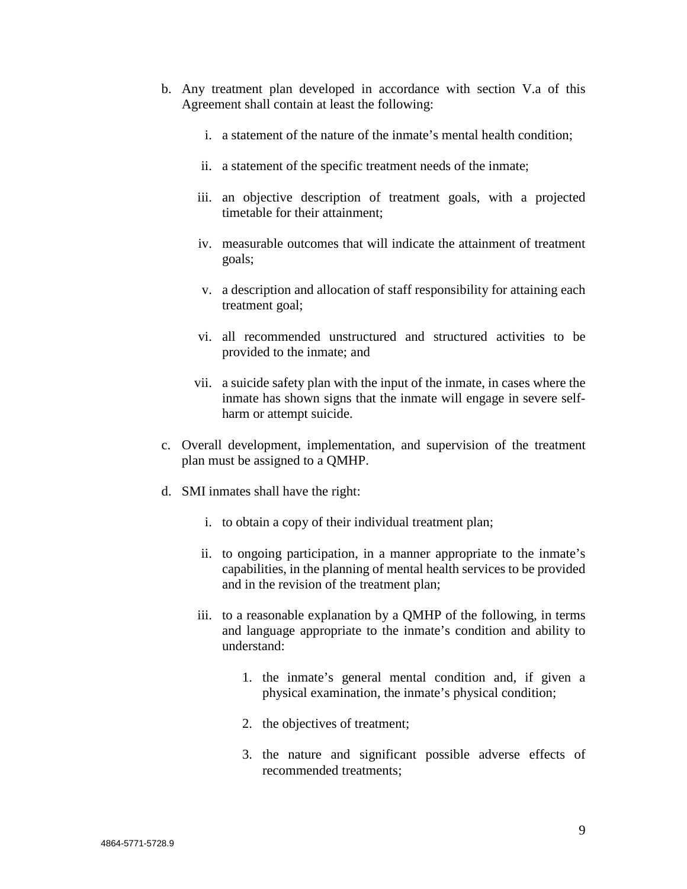b. Any treatment plan developed in accordance with section V.a of this Agreement shall contain at least the following:

   i. a statement of the nature of the inmate's mental health condition;

   ii. a statement of the specific treatment needs of the inmate;

   iii. an objective description of treatment goals, with a projected timetable for their attainment;

   iv. measurable outcomes that will indicate the attainment of treatment goals;

   v. a description and allocation of staff responsibility for attaining each treatment goal;

   vi. all recommended unstructured and structured activities to be provided to the inmate; and

   vii. a suicide safety plan with the input of the inmate, in cases where the inmate has shown signs that the inmate will engage in severe self-harm or attempt suicide.

c. Overall development, implementation, and supervision of the treatment plan must be assigned to a QMHP.

d. SMI inmates shall have the right:

   i. to obtain a copy of their individual treatment plan;

   ii. to ongoing participation, in a manner appropriate to the inmate's capabilities, in the planning of mental health services to be provided and in the revision of the treatment plan;

   iii. to a reasonable explanation by a QMHP of the following, in terms and language appropriate to the inmate's condition and ability to understand:

      1. the inmate's general mental condition and, if given a physical examination, the inmate's physical condition;

      2. the objectives of treatment;

      3. the nature and significant possible adverse effects of recommended treatments;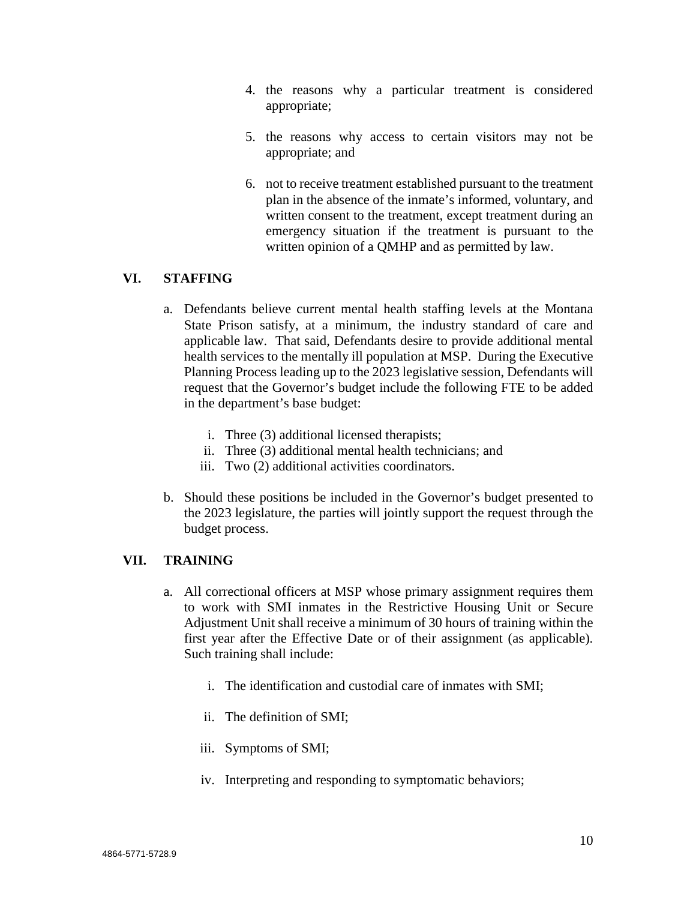4. the reasons why a particular treatment is considered appropriate;

5. the reasons why access to certain visitors may not be appropriate; and

6. not to receive treatment established pursuant to the treatment plan in the absence of the inmate's informed, voluntary, and written consent to the treatment, except treatment during an emergency situation if the treatment is pursuant to the written opinion of a QMHP and as permitted by law.

## VI. STAFFING

a. Defendants believe current mental health staffing levels at the Montana State Prison satisfy, at a minimum, the industry standard of care and applicable law. That said, Defendants desire to provide additional mental health services to the mentally ill population at MSP. During the Executive Planning Process leading up to the 2023 legislative session, Defendants will request that the Governor's budget include the following FTE to be added in the department's base budget:

   i. Three (3) additional licensed therapists;
   ii. Three (3) additional mental health technicians; and
   iii. Two (2) additional activities coordinators.

b. Should these positions be included in the Governor's budget presented to the 2023 legislature, the parties will jointly support the request through the budget process.

## VII. TRAINING

a. All correctional officers at MSP whose primary assignment requires them to work with SMI inmates in the Restrictive Housing Unit or Secure Adjustment Unit shall receive a minimum of 30 hours of training within the first year after the Effective Date or of their assignment (as applicable). Such training shall include:

   i. The identification and custodial care of inmates with SMI;

   ii. The definition of SMI;

   iii. Symptoms of SMI;

   iv. Interpreting and responding to symptomatic behaviors;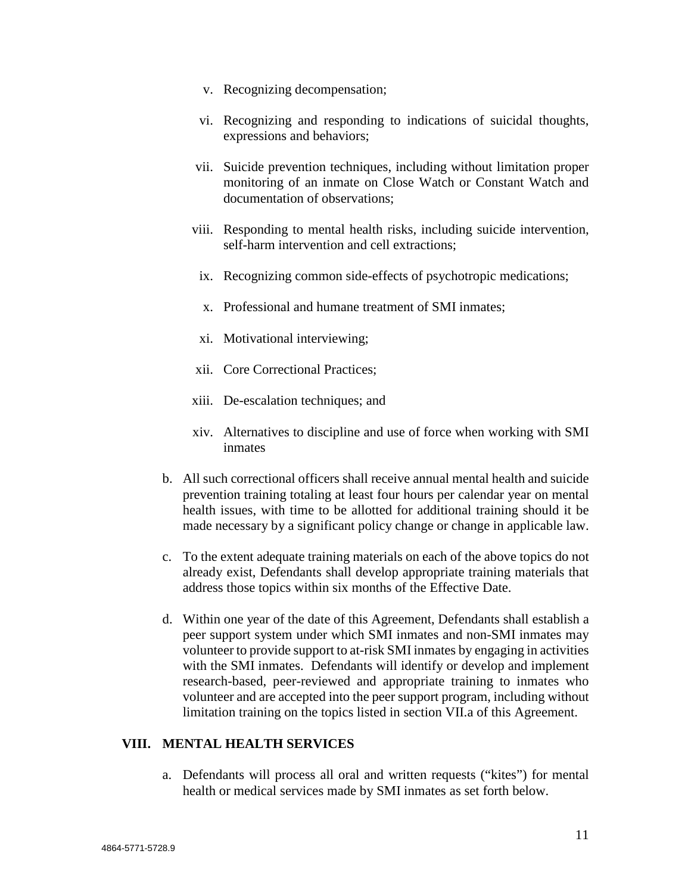v. Recognizing decompensation;

vi. Recognizing and responding to indications of suicidal thoughts, expressions and behaviors;

vii. Suicide prevention techniques, including without limitation proper monitoring of an inmate on Close Watch or Constant Watch and documentation of observations;

viii. Responding to mental health risks, including suicide intervention, self-harm intervention and cell extractions;

ix. Recognizing common side-effects of psychotropic medications;

x. Professional and humane treatment of SMI inmates;

xi. Motivational interviewing;

xii. Core Correctional Practices;

xiii. De-escalation techniques; and

xiv. Alternatives to discipline and use of force when working with SMI inmates

b. All such correctional officers shall receive annual mental health and suicide prevention training totaling at least four hours per calendar year on mental health issues, with time to be allotted for additional training should it be made necessary by a significant policy change or change in applicable law.

c. To the extent adequate training materials on each of the above topics do not already exist, Defendants shall develop appropriate training materials that address those topics within six months of the Effective Date.

d. Within one year of the date of this Agreement, Defendants shall establish a peer support system under which SMI inmates and non-SMI inmates may volunteer to provide support to at-risk SMI inmates by engaging in activities with the SMI inmates. Defendants will identify or develop and implement research-based, peer-reviewed and appropriate training to inmates who volunteer and are accepted into the peer support program, including without limitation training on the topics listed in section VII.a of this Agreement.

## VIII. MENTAL HEALTH SERVICES

a. Defendants will process all oral and written requests ("kites") for mental health or medical services made by SMI inmates as set forth below.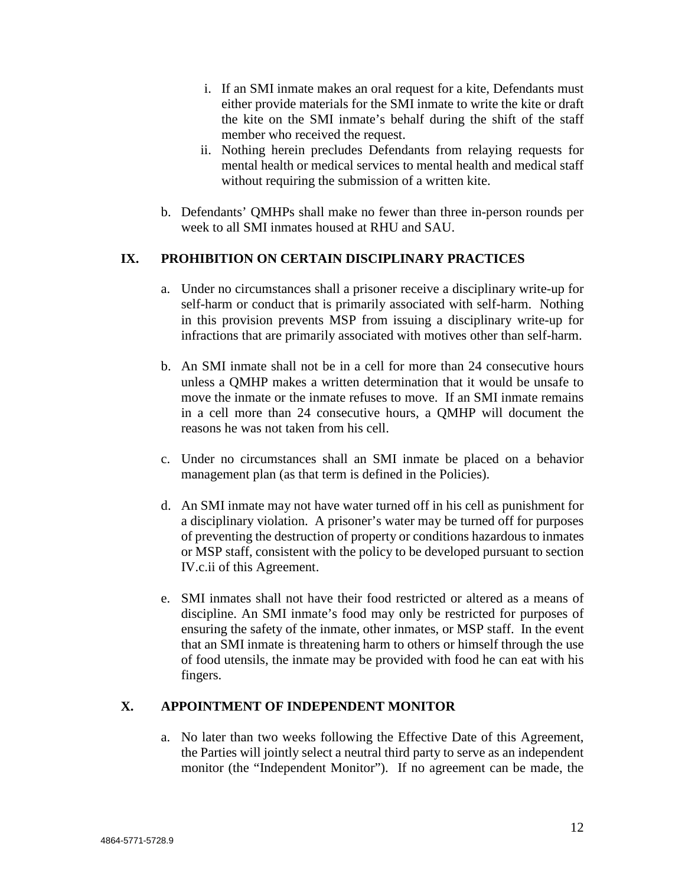i. If an SMI inmate makes an oral request for a kite, Defendants must either provide materials for the SMI inmate to write the kite or draft the kite on the SMI inmate's behalf during the shift of the staff member who received the request.

ii. Nothing herein precludes Defendants from relaying requests for mental health or medical services to mental health and medical staff without requiring the submission of a written kite.

b. Defendants' QMHPs shall make no fewer than three in-person rounds per week to all SMI inmates housed at RHU and SAU.

## IX. PROHIBITION ON CERTAIN DISCIPLINARY PRACTICES

a. Under no circumstances shall a prisoner receive a disciplinary write-up for self-harm or conduct that is primarily associated with self-harm. Nothing in this provision prevents MSP from issuing a disciplinary write-up for infractions that are primarily associated with motives other than self-harm.

b. An SMI inmate shall not be in a cell for more than 24 consecutive hours unless a QMHP makes a written determination that it would be unsafe to move the inmate or the inmate refuses to move. If an SMI inmate remains in a cell more than 24 consecutive hours, a QMHP will document the reasons he was not taken from his cell.

c. Under no circumstances shall an SMI inmate be placed on a behavior management plan (as that term is defined in the Policies).

d. An SMI inmate may not have water turned off in his cell as punishment for a disciplinary violation. A prisoner's water may be turned off for purposes of preventing the destruction of property or conditions hazardous to inmates or MSP staff, consistent with the policy to be developed pursuant to section IV.c.ii of this Agreement.

e. SMI inmates shall not have their food restricted or altered as a means of discipline. An SMI inmate's food may only be restricted for purposes of ensuring the safety of the inmate, other inmates, or MSP staff. In the event that an SMI inmate is threatening harm to others or himself through the use of food utensils, the inmate may be provided with food he can eat with his fingers.

## X. APPOINTMENT OF INDEPENDENT MONITOR

a. No later than two weeks following the Effective Date of this Agreement, the Parties will jointly select a neutral third party to serve as an independent monitor (the "Independent Monitor"). If no agreement can be made, the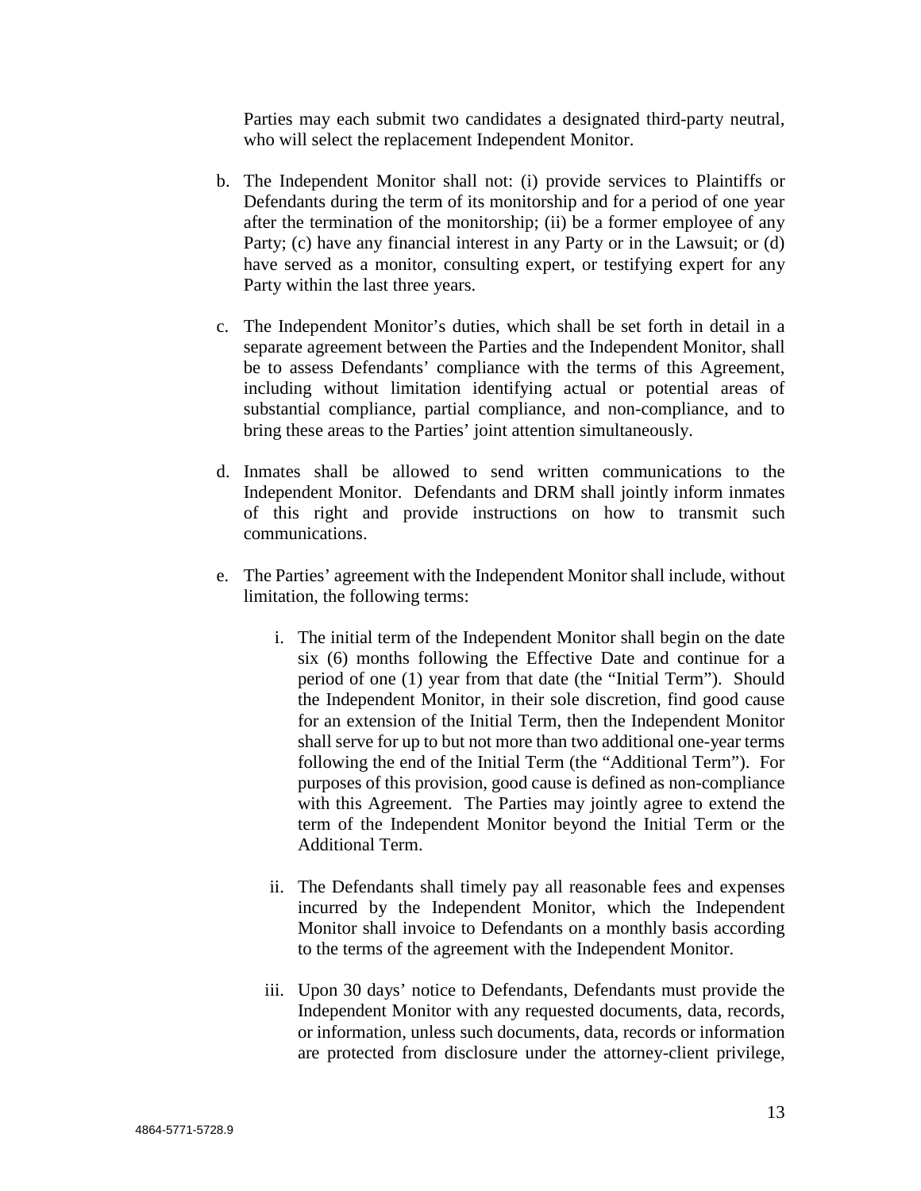Parties may each submit two candidates a designated third-party neutral, who will select the replacement Independent Monitor.

b. The Independent Monitor shall not: (i) provide services to Plaintiffs or Defendants during the term of its monitorship and for a period of one year after the termination of the monitorship; (ii) be a former employee of any Party; (c) have any financial interest in any Party or in the Lawsuit; or (d) have served as a monitor, consulting expert, or testifying expert for any Party within the last three years.

c. The Independent Monitor's duties, which shall be set forth in detail in a separate agreement between the Parties and the Independent Monitor, shall be to assess Defendants' compliance with the terms of this Agreement, including without limitation identifying actual or potential areas of substantial compliance, partial compliance, and non-compliance, and to bring these areas to the Parties' joint attention simultaneously.

d. Inmates shall be allowed to send written communications to the Independent Monitor. Defendants and DRM shall jointly inform inmates of this right and provide instructions on how to transmit such communications.

e. The Parties' agreement with the Independent Monitor shall include, without limitation, the following terms:

   i. The initial term of the Independent Monitor shall begin on the date six (6) months following the Effective Date and continue for a period of one (1) year from that date (the "Initial Term"). Should the Independent Monitor, in their sole discretion, find good cause for an extension of the Initial Term, then the Independent Monitor shall serve for up to but not more than two additional one-year terms following the end of the Initial Term (the "Additional Term"). For purposes of this provision, good cause is defined as non-compliance with this Agreement. The Parties may jointly agree to extend the term of the Independent Monitor beyond the Initial Term or the Additional Term.

   ii. The Defendants shall timely pay all reasonable fees and expenses incurred by the Independent Monitor, which the Independent Monitor shall invoice to Defendants on a monthly basis according to the terms of the agreement with the Independent Monitor.

   iii. Upon 30 days' notice to Defendants, Defendants must provide the Independent Monitor with any requested documents, data, records, or information, unless such documents, data, records or information are protected from disclosure under the attorney-client privilege,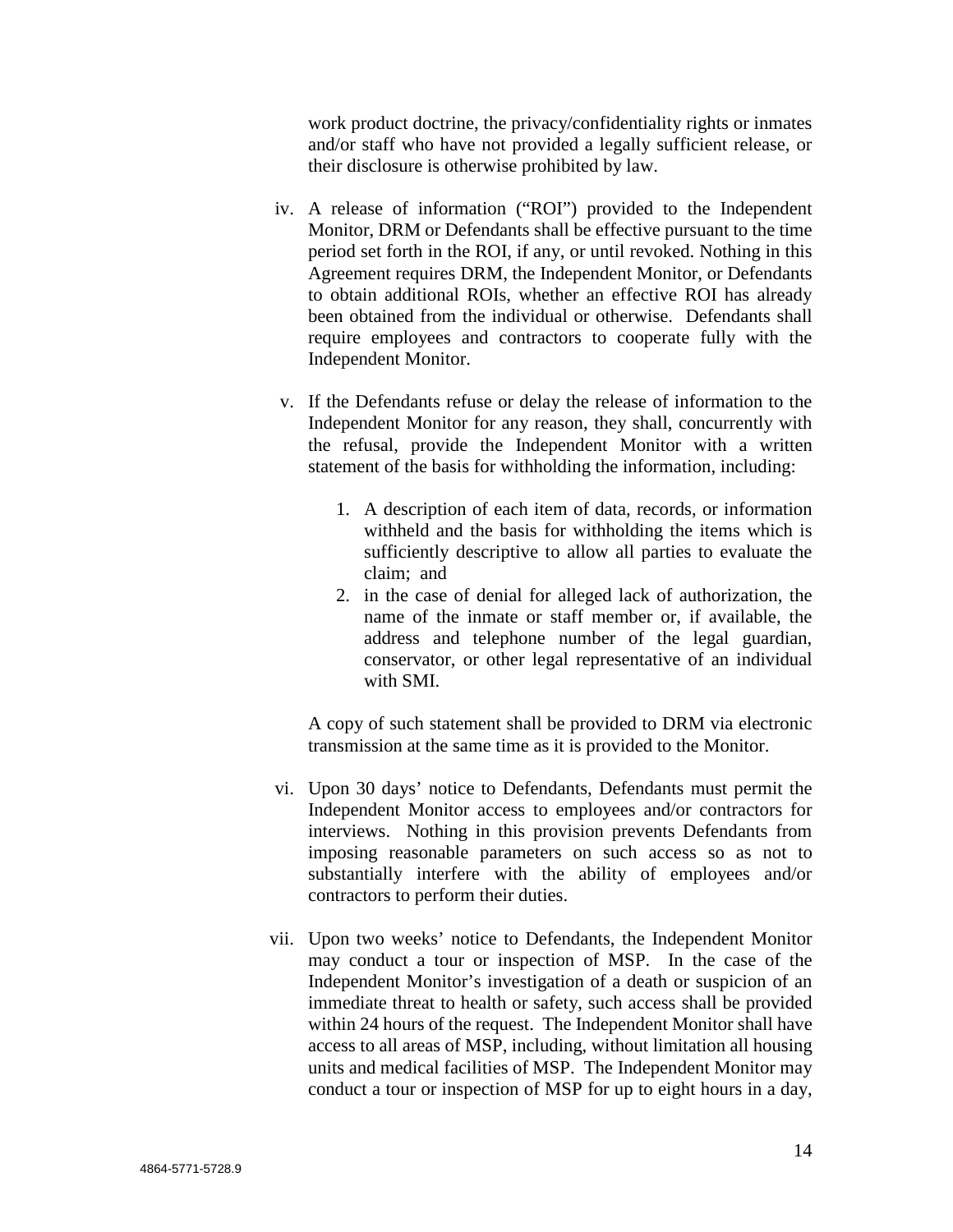work product doctrine, the privacy/confidentiality rights or inmates and/or staff who have not provided a legally sufficient release, or their disclosure is otherwise prohibited by law.

iv. A release of information ("ROI") provided to the Independent Monitor, DRM or Defendants shall be effective pursuant to the time period set forth in the ROI, if any, or until revoked. Nothing in this Agreement requires DRM, the Independent Monitor, or Defendants to obtain additional ROIs, whether an effective ROI has already been obtained from the individual or otherwise. Defendants shall require employees and contractors to cooperate fully with the Independent Monitor.

v. If the Defendants refuse or delay the release of information to the Independent Monitor for any reason, they shall, concurrently with the refusal, provide the Independent Monitor with a written statement of the basis for withholding the information, including:

   1. A description of each item of data, records, or information withheld and the basis for withholding the items which is sufficiently descriptive to allow all parties to evaluate the claim; and
   2. in the case of denial for alleged lack of authorization, the name of the inmate or staff member or, if available, the address and telephone number of the legal guardian, conservator, or other legal representative of an individual with SMI.

   A copy of such statement shall be provided to DRM via electronic transmission at the same time as it is provided to the Monitor.

vi. Upon 30 days' notice to Defendants, Defendants must permit the Independent Monitor access to employees and/or contractors for interviews. Nothing in this provision prevents Defendants from imposing reasonable parameters on such access so as not to substantially interfere with the ability of employees and/or contractors to perform their duties.

vii. Upon two weeks' notice to Defendants, the Independent Monitor may conduct a tour or inspection of MSP. In the case of the Independent Monitor's investigation of a death or suspicion of an immediate threat to health or safety, such access shall be provided within 24 hours of the request. The Independent Monitor shall have access to all areas of MSP, including, without limitation all housing units and medical facilities of MSP. The Independent Monitor may conduct a tour or inspection of MSP for up to eight hours in a day,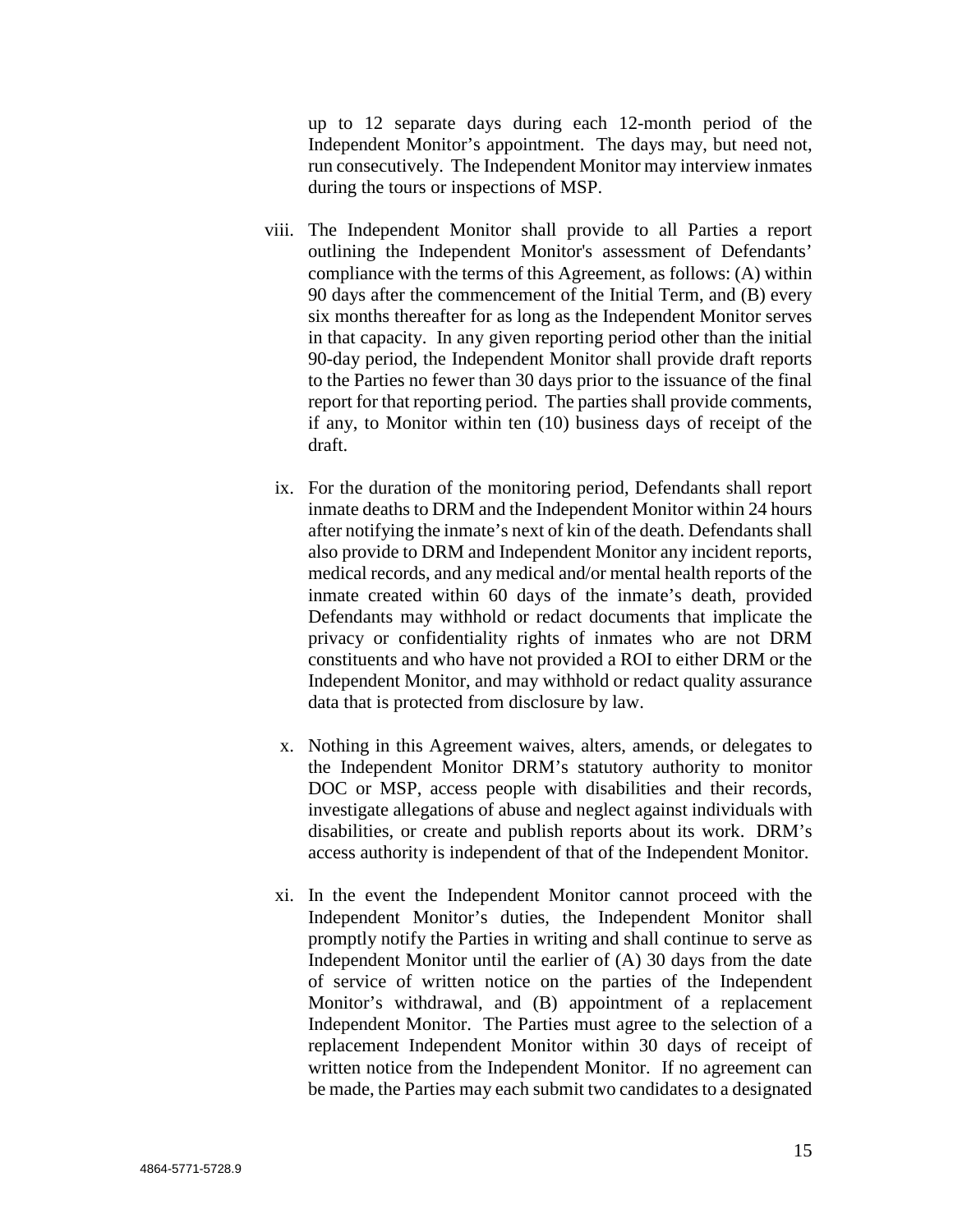up to 12 separate days during each 12-month period of the Independent Monitor's appointment. The days may, but need not, run consecutively. The Independent Monitor may interview inmates during the tours or inspections of MSP.

viii. The Independent Monitor shall provide to all Parties a report outlining the Independent Monitor's assessment of Defendants' compliance with the terms of this Agreement, as follows: (A) within 90 days after the commencement of the Initial Term, and (B) every six months thereafter for as long as the Independent Monitor serves in that capacity. In any given reporting period other than the initial 90-day period, the Independent Monitor shall provide draft reports to the Parties no fewer than 30 days prior to the issuance of the final report for that reporting period. The parties shall provide comments, if any, to Monitor within ten (10) business days of receipt of the draft.

ix. For the duration of the monitoring period, Defendants shall report inmate deaths to DRM and the Independent Monitor within 24 hours after notifying the inmate's next of kin of the death. Defendants shall also provide to DRM and Independent Monitor any incident reports, medical records, and any medical and/or mental health reports of the inmate created within 60 days of the inmate's death, provided Defendants may withhold or redact documents that implicate the privacy or confidentiality rights of inmates who are not DRM constituents and who have not provided a ROI to either DRM or the Independent Monitor, and may withhold or redact quality assurance data that is protected from disclosure by law.

x. Nothing in this Agreement waives, alters, amends, or delegates to the Independent Monitor DRM's statutory authority to monitor DOC or MSP, access people with disabilities and their records, investigate allegations of abuse and neglect against individuals with disabilities, or create and publish reports about its work. DRM's access authority is independent of that of the Independent Monitor.

xi. In the event the Independent Monitor cannot proceed with the Independent Monitor's duties, the Independent Monitor shall promptly notify the Parties in writing and shall continue to serve as Independent Monitor until the earlier of (A) 30 days from the date of service of written notice on the parties of the Independent Monitor's withdrawal, and (B) appointment of a replacement Independent Monitor. The Parties must agree to the selection of a replacement Independent Monitor within 30 days of receipt of written notice from the Independent Monitor. If no agreement can be made, the Parties may each submit two candidates to a designated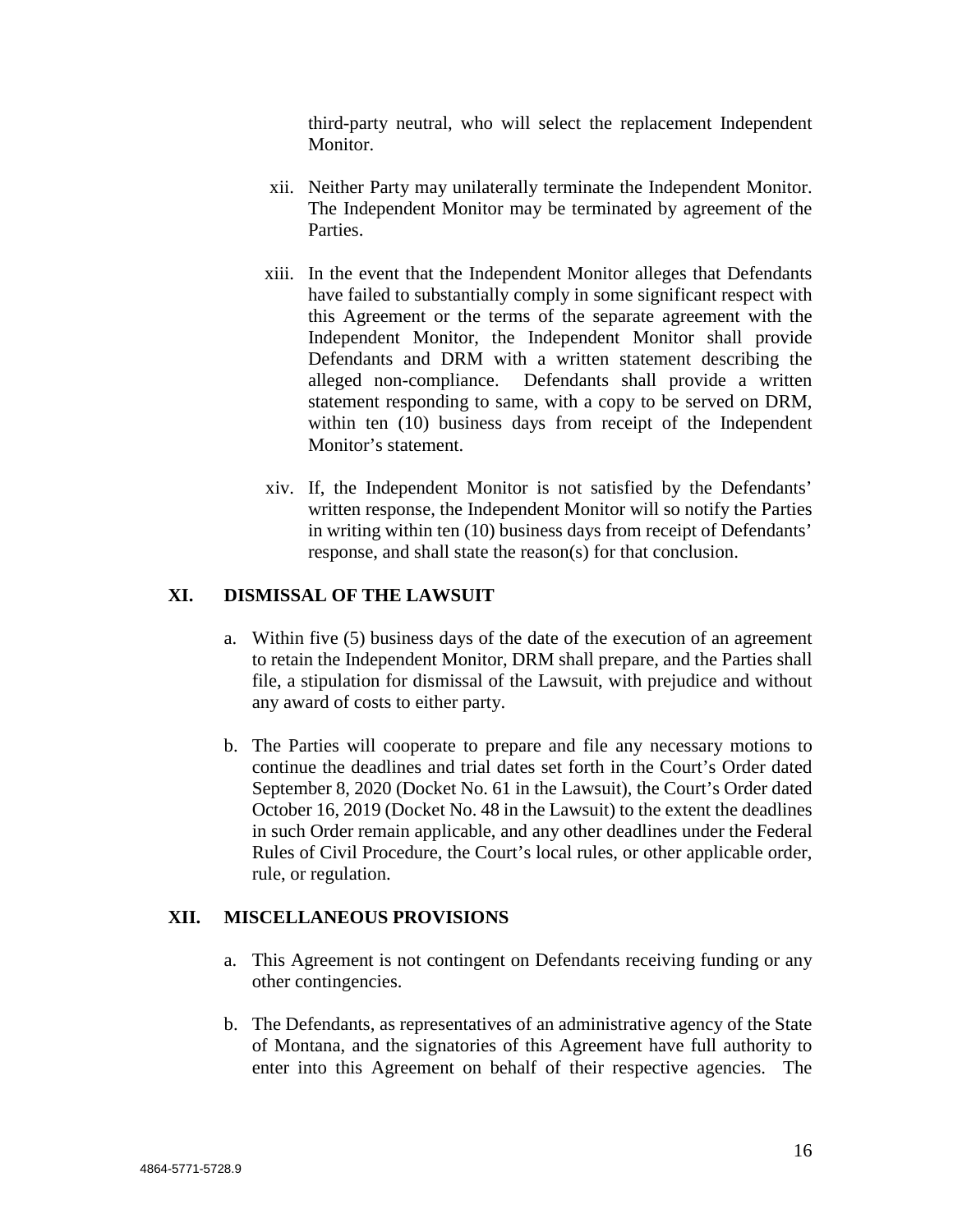third-party neutral, who will select the replacement Independent Monitor.

xii. Neither Party may unilaterally terminate the Independent Monitor. The Independent Monitor may be terminated by agreement of the Parties.

xiii. In the event that the Independent Monitor alleges that Defendants have failed to substantially comply in some significant respect with this Agreement or the terms of the separate agreement with the Independent Monitor, the Independent Monitor shall provide Defendants and DRM with a written statement describing the alleged non-compliance. Defendants shall provide a written statement responding to same, with a copy to be served on DRM, within ten (10) business days from receipt of the Independent Monitor's statement.

xiv. If, the Independent Monitor is not satisfied by the Defendants' written response, the Independent Monitor will so notify the Parties in writing within ten (10) business days from receipt of Defendants' response, and shall state the reason(s) for that conclusion.

## XI. DISMISSAL OF THE LAWSUIT

a. Within five (5) business days of the date of the execution of an agreement to retain the Independent Monitor, DRM shall prepare, and the Parties shall file, a stipulation for dismissal of the Lawsuit, with prejudice and without any award of costs to either party.

b. The Parties will cooperate to prepare and file any necessary motions to continue the deadlines and trial dates set forth in the Court's Order dated September 8, 2020 (Docket No. 61 in the Lawsuit), the Court's Order dated October 16, 2019 (Docket No. 48 in the Lawsuit) to the extent the deadlines in such Order remain applicable, and any other deadlines under the Federal Rules of Civil Procedure, the Court's local rules, or other applicable order, rule, or regulation.

## XII. MISCELLANEOUS PROVISIONS

a. This Agreement is not contingent on Defendants receiving funding or any other contingencies.

b. The Defendants, as representatives of an administrative agency of the State of Montana, and the signatories of this Agreement have full authority to enter into this Agreement on behalf of their respective agencies. The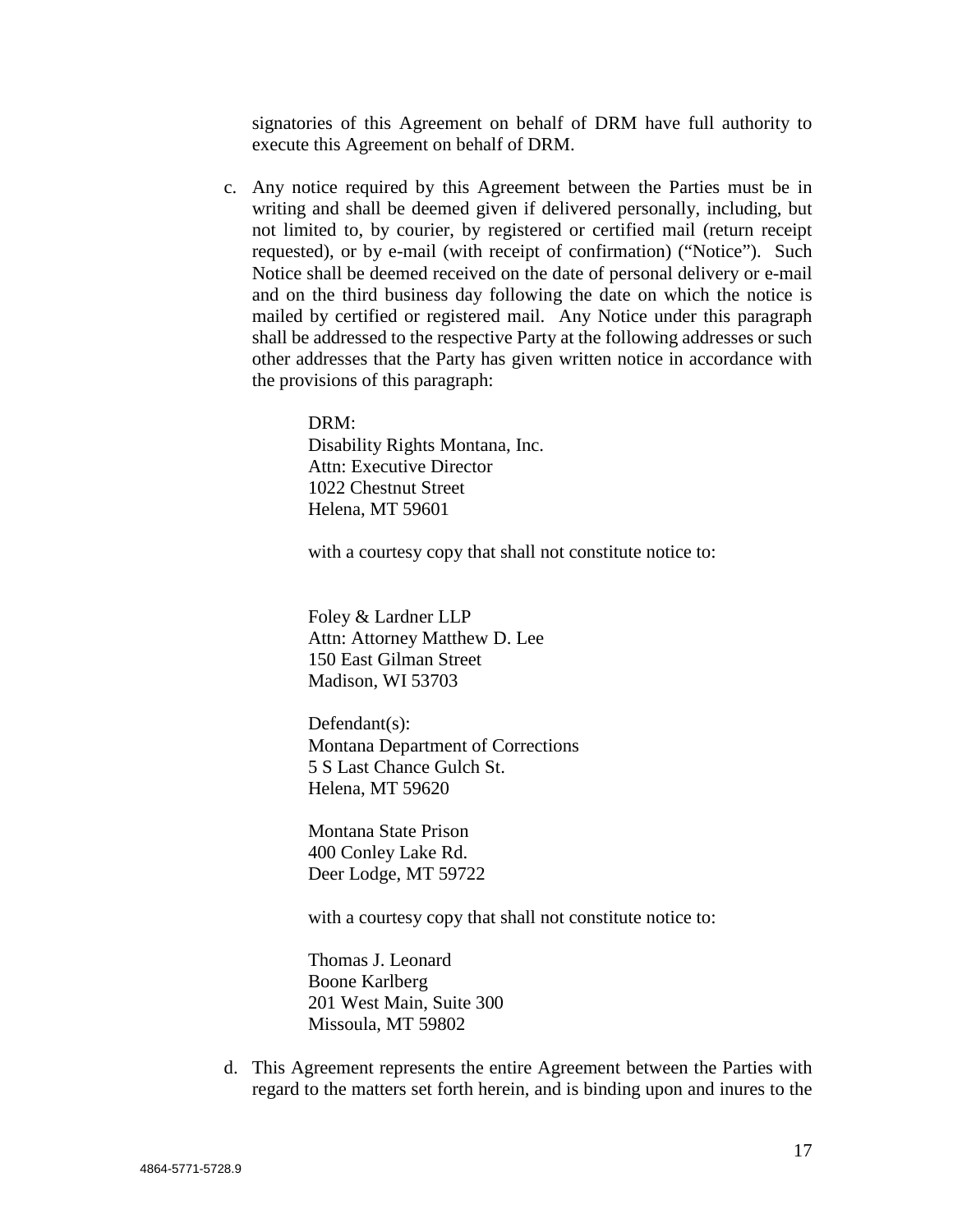signatories of this Agreement on behalf of DRM have full authority to execute this Agreement on behalf of DRM.

c. Any notice required by this Agreement between the Parties must be in writing and shall be deemed given if delivered personally, including, but not limited to, by courier, by registered or certified mail (return receipt requested), or by e-mail (with receipt of confirmation) ("Notice"). Such Notice shall be deemed received on the date of personal delivery or e-mail and on the third business day following the date on which the notice is mailed by certified or registered mail. Any Notice under this paragraph shall be addressed to the respective Party at the following addresses or such other addresses that the Party has given written notice in accordance with the provisions of this paragraph:

   DRM:
   Disability Rights Montana, Inc.
   Attn: Executive Director
   1022 Chestnut Street
   Helena, MT 59601

   with a courtesy copy that shall not constitute notice to:

   Foley & Lardner LLP
   Attn: Attorney Matthew D. Lee
   150 East Gilman Street
   Madison, WI 53703

   Defendant(s):
   Montana Department of Corrections
   5 S Last Chance Gulch St.
   Helena, MT 59620

   Montana State Prison
   400 Conley Lake Rd.
   Deer Lodge, MT 59722

   with a courtesy copy that shall not constitute notice to:

   Thomas J. Leonard
   Boone Karlberg
   201 West Main, Suite 300
   Missoula, MT 59802

d. This Agreement represents the entire Agreement between the Parties with regard to the matters set forth herein, and is binding upon and inures to the

4864-5771-5728.9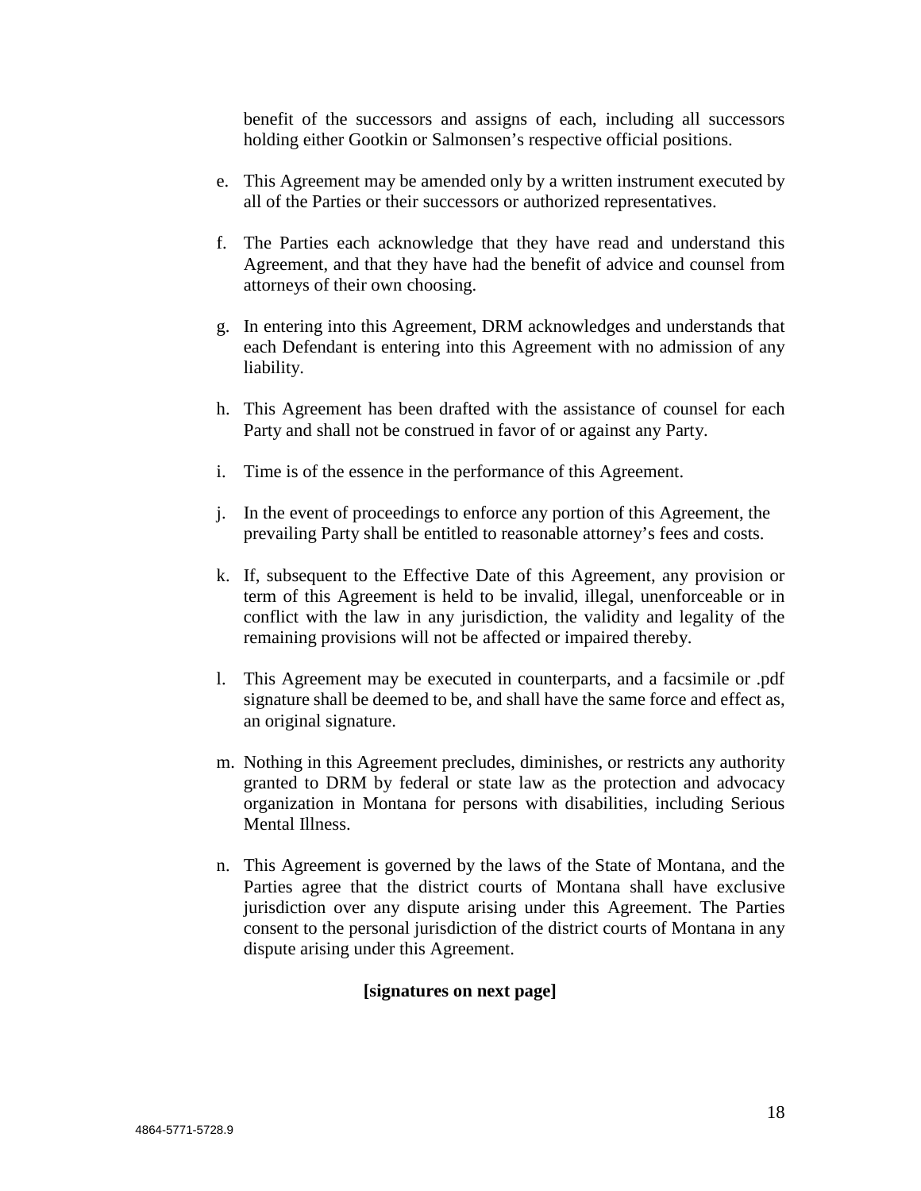benefit of the successors and assigns of each, including all successors holding either Gootkin or Salmonsen's respective official positions.

e. This Agreement may be amended only by a written instrument executed by all of the Parties or their successors or authorized representatives.

f. The Parties each acknowledge that they have read and understand this Agreement, and that they have had the benefit of advice and counsel from attorneys of their own choosing.

g. In entering into this Agreement, DRM acknowledges and understands that each Defendant is entering into this Agreement with no admission of any liability.

h. This Agreement has been drafted with the assistance of counsel for each Party and shall not be construed in favor of or against any Party.

i. Time is of the essence in the performance of this Agreement.

j. In the event of proceedings to enforce any portion of this Agreement, the prevailing Party shall be entitled to reasonable attorney's fees and costs.

k. If, subsequent to the Effective Date of this Agreement, any provision or term of this Agreement is held to be invalid, illegal, unenforceable or in conflict with the law in any jurisdiction, the validity and legality of the remaining provisions will not be affected or impaired thereby.

l. This Agreement may be executed in counterparts, and a facsimile or .pdf signature shall be deemed to be, and shall have the same force and effect as, an original signature.

m. Nothing in this Agreement precludes, diminishes, or restricts any authority granted to DRM by federal or state law as the protection and advocacy organization in Montana for persons with disabilities, including Serious Mental Illness.

n. This Agreement is governed by the laws of the State of Montana, and the Parties agree that the district courts of Montana shall have exclusive jurisdiction over any dispute arising under this Agreement. The Parties consent to the personal jurisdiction of the district courts of Montana in any dispute arising under this Agreement.

**[signatures on next page]**

4864-5771-5728.9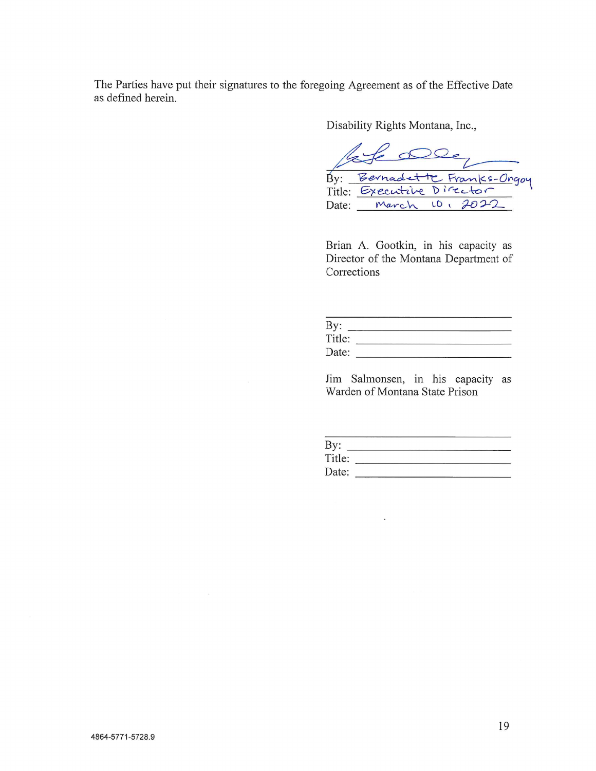The Parties have put their signatures to the foregoing Agreement as of the Effective Date as defined herein.

Disability Rights Montana, Inc.,

By: Bernadette Franks-Ongoy
Title: Executive Director
Date: March 10, 2022

Brian A. Gootkin, in his capacity as Director of the Montana Department of Corrections

By: \_\_\_\_\_\_\_\_\_\_\_\_\_\_\_\_\_\_\_\_
Title: \_\_\_\_\_\_\_\_\_\_\_\_\_\_\_\_\_\_\_\_
Date: \_\_\_\_\_\_\_\_\_\_\_\_\_\_\_\_\_\_\_\_

Jim Salmonsen, in his capacity as Warden of Montana State Prison

By: \_\_\_\_\_\_\_\_\_\_\_\_\_\_\_\_\_\_\_\_
Title: \_\_\_\_\_\_\_\_\_\_\_\_\_\_\_\_\_\_\_\_
Date: \_\_\_\_\_\_\_\_\_\_\_\_\_\_\_\_\_\_\_\_

4864-5771-5728.9